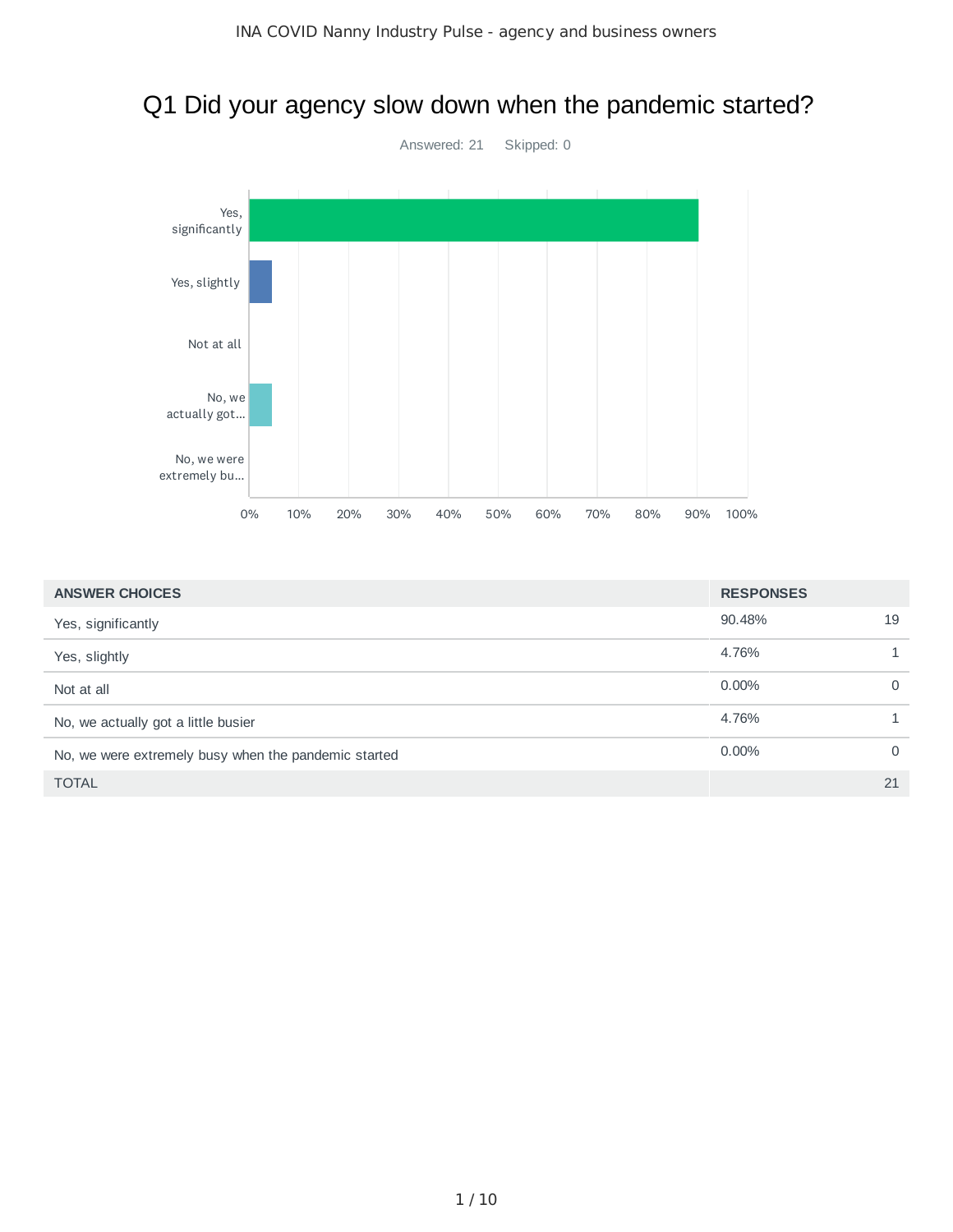# Q1 Did your agency slow down when the pandemic started?

Answered: 21 Skipped: 0

| ANSWER CHOICES | RESPONSES | |
|---|---|---|
| Yes, significantly | 90.48% | 19 |
| Yes, slightly | 4.76% | 1 |
| Not at all | 0.00% | 0 |
| No, we actually got a little busier | 4.76% | 1 |
| No, we were extremely busy when the pandemic started | 0.00% | 0 |
| TOTAL | | 21 |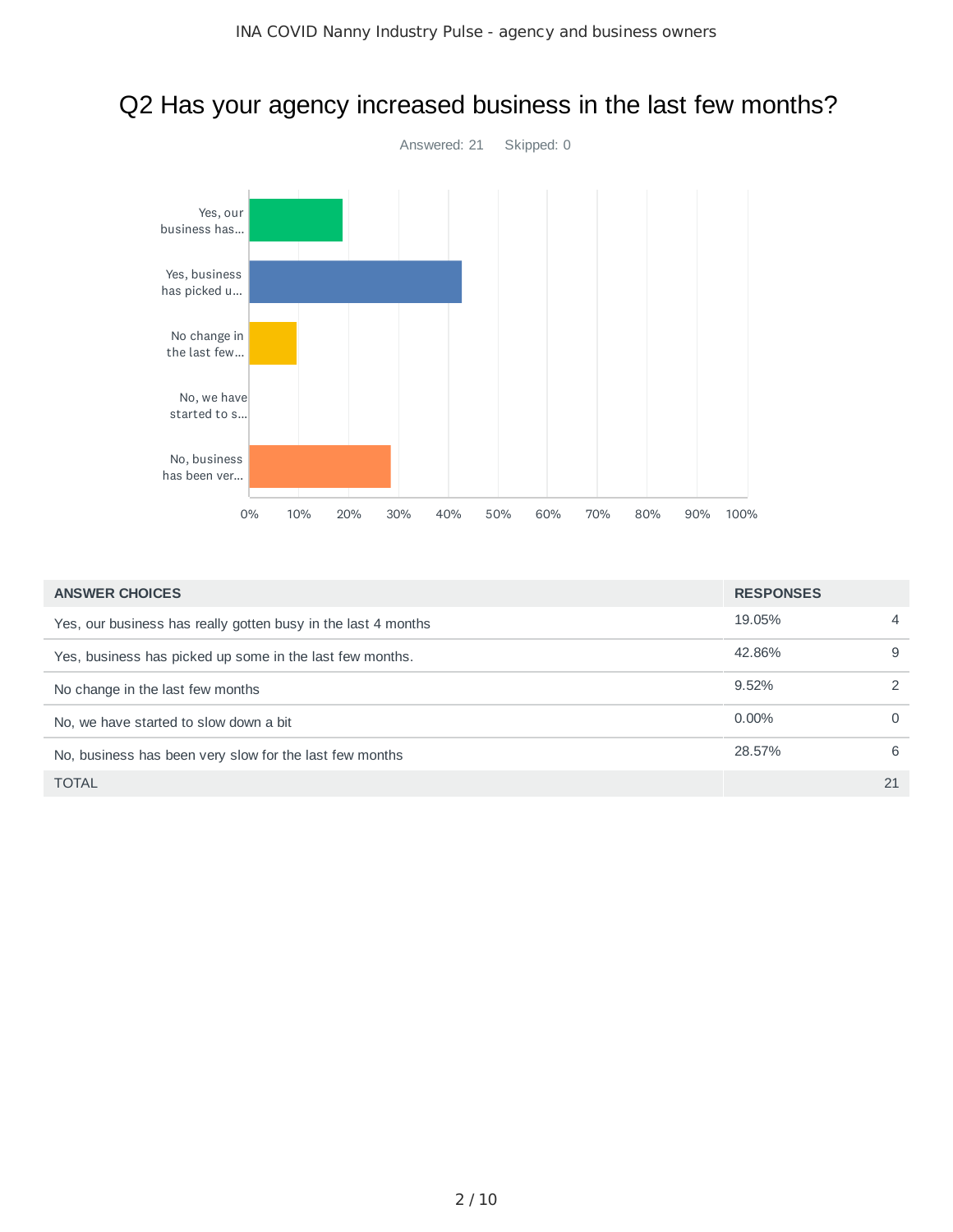# Q2 Has your agency increased business in the last few months?

Answered: 21 Skipped: 0

| ANSWER CHOICES | RESPONSES | |
|---|---|---|
| Yes, our business has really gotten busy in the last 4 months | 19.05% | 4 |
| Yes, business has picked up some in the last few months. | 42.86% | 9 |
| No change in the last few months | 9.52% | 2 |
| No, we have started to slow down a bit | 0.00% | 0 |
| No, business has been very slow for the last few months | 28.57% | 6 |
| TOTAL | | 21 |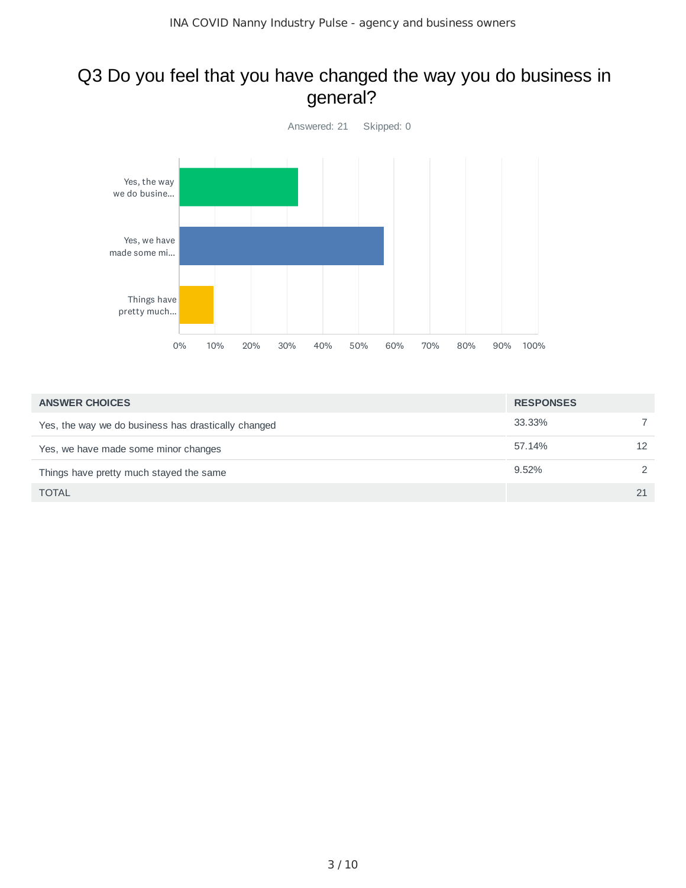# Q3 Do you feel that you have changed the way you do business in general?

Answered: 21 Skipped: 0

| ANSWER CHOICES | RESPONSES | |
|---|---|---|
| Yes, the way we do business has drastically changed | 33.33% | 7 |
| Yes, we have made some minor changes | 57.14% | 12 |
| Things have pretty much stayed the same | 9.52% | 2 |
| TOTAL | | 21 |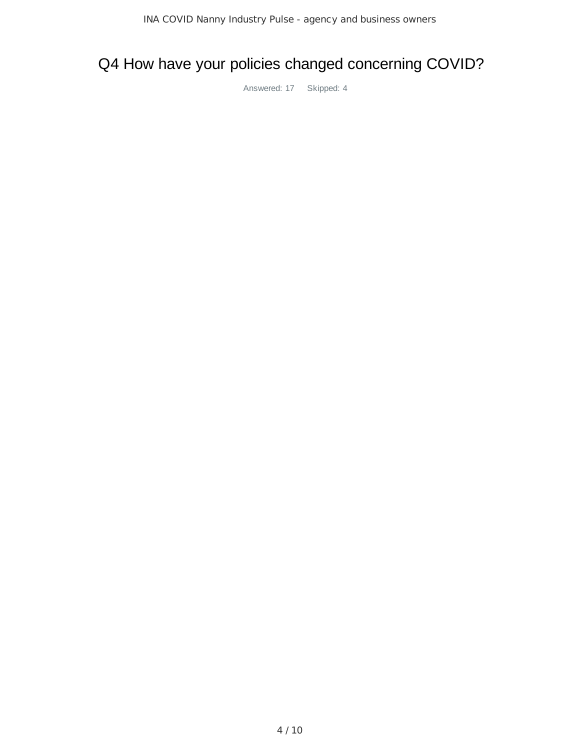## Q4 How have your policies changed concerning COVID?

Answered: 17 Skipped: 4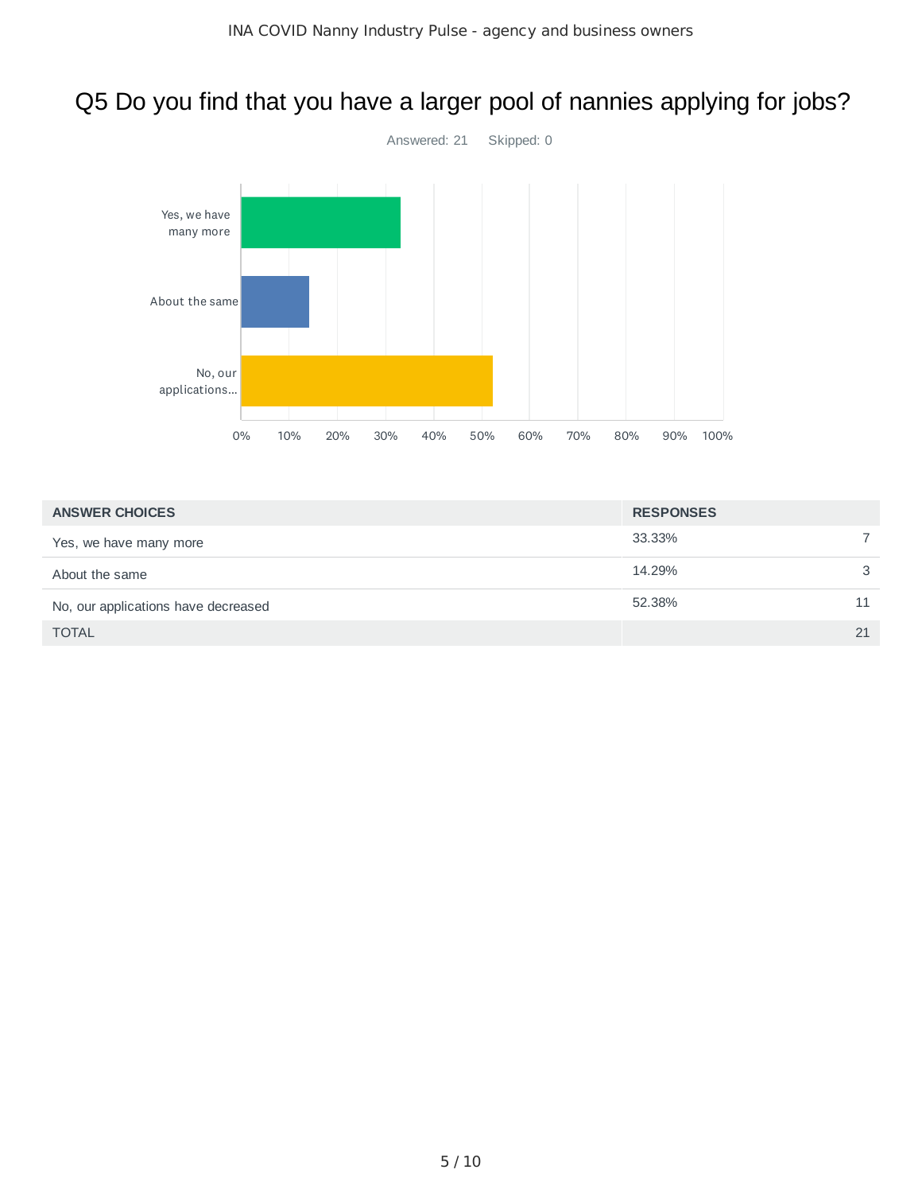# Q5 Do you find that you have a larger pool of nannies applying for jobs?

Answered: 21    Skipped: 0

| ANSWER CHOICES | RESPONSES | |
|---|---|---|
| Yes, we have many more | 33.33% | 7 |
| About the same | 14.29% | 3 |
| No, our applications have decreased | 52.38% | 11 |
| TOTAL | | 21 |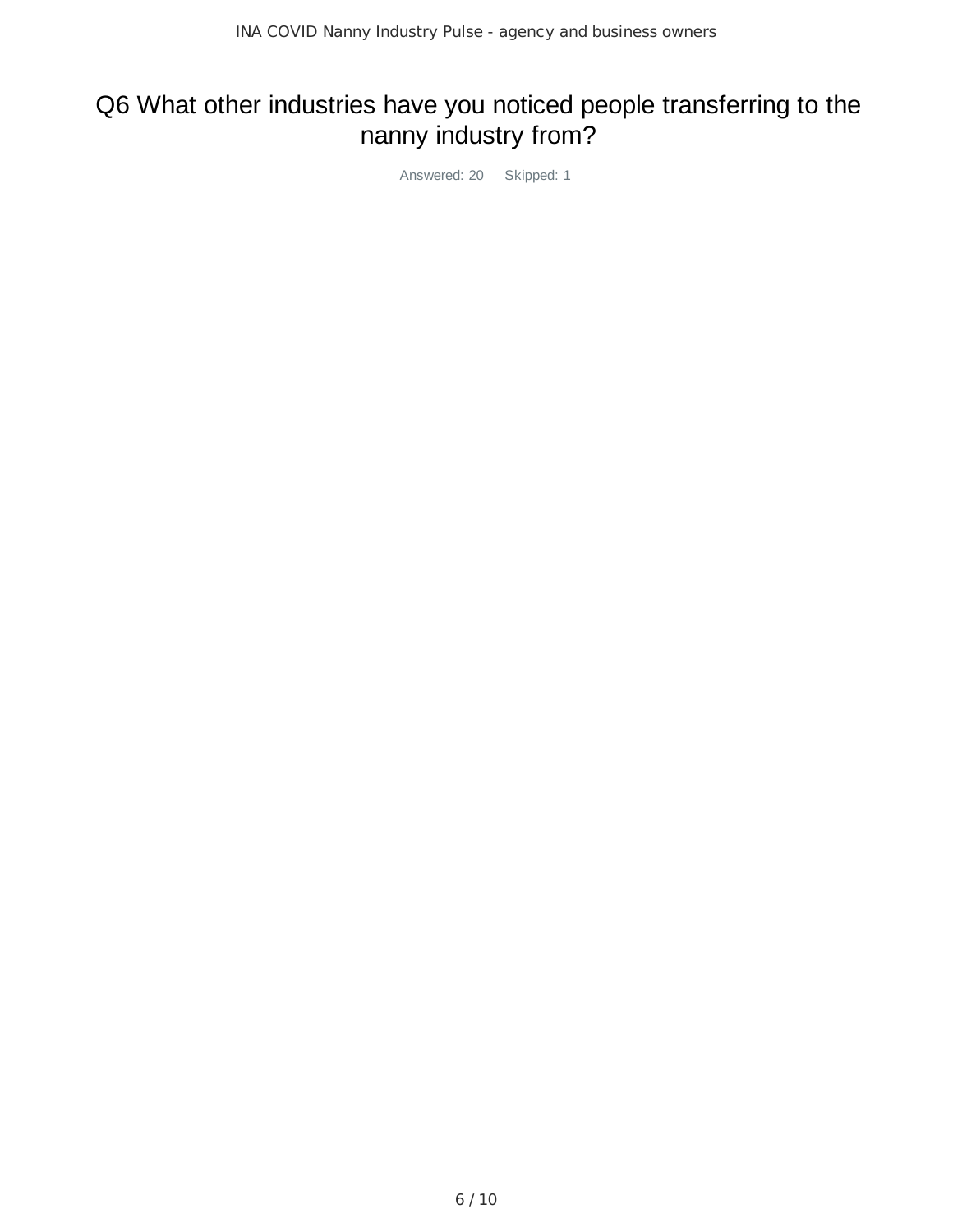# Q6 What other industries have you noticed people transferring to the nanny industry from?

Answered: 20 Skipped: 1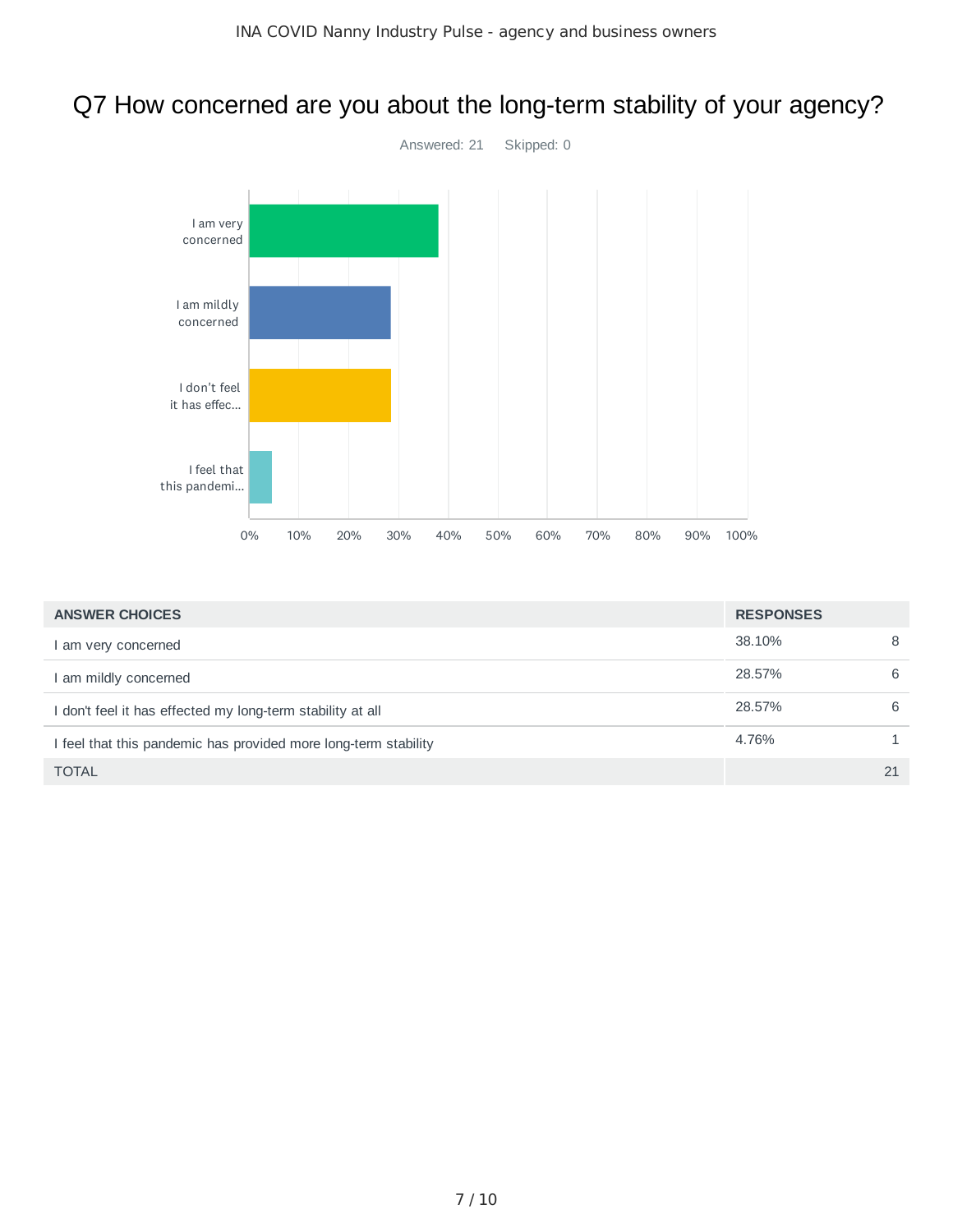# Q7 How concerned are you about the long-term stability of your agency?

Answered: 21 Skipped: 0

| ANSWER CHOICES | RESPONSES | |
|---|---|---|
| I am very concerned | 38.10% | 8 |
| I am mildly concerned | 28.57% | 6 |
| I don't feel it has effected my long-term stability at all | 28.57% | 6 |
| I feel that this pandemic has provided more long-term stability | 4.76% | 1 |
| TOTAL | | 21 |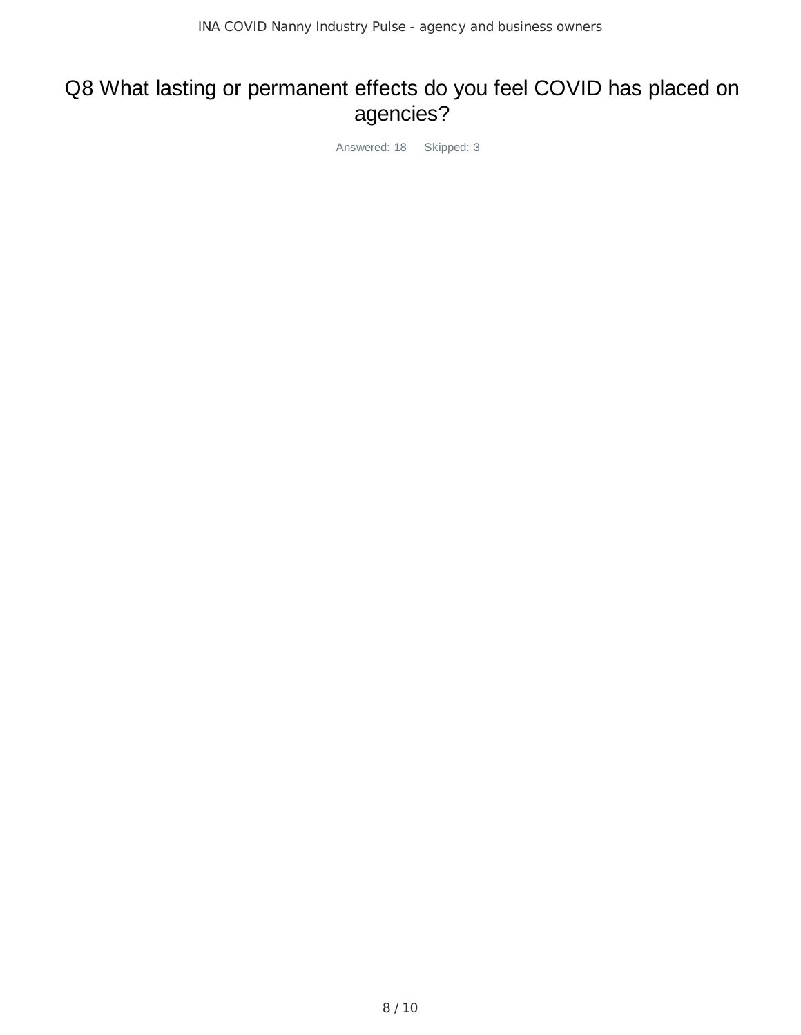# Q8 What lasting or permanent effects do you feel COVID has placed on agencies?

Answered: 18 Skipped: 3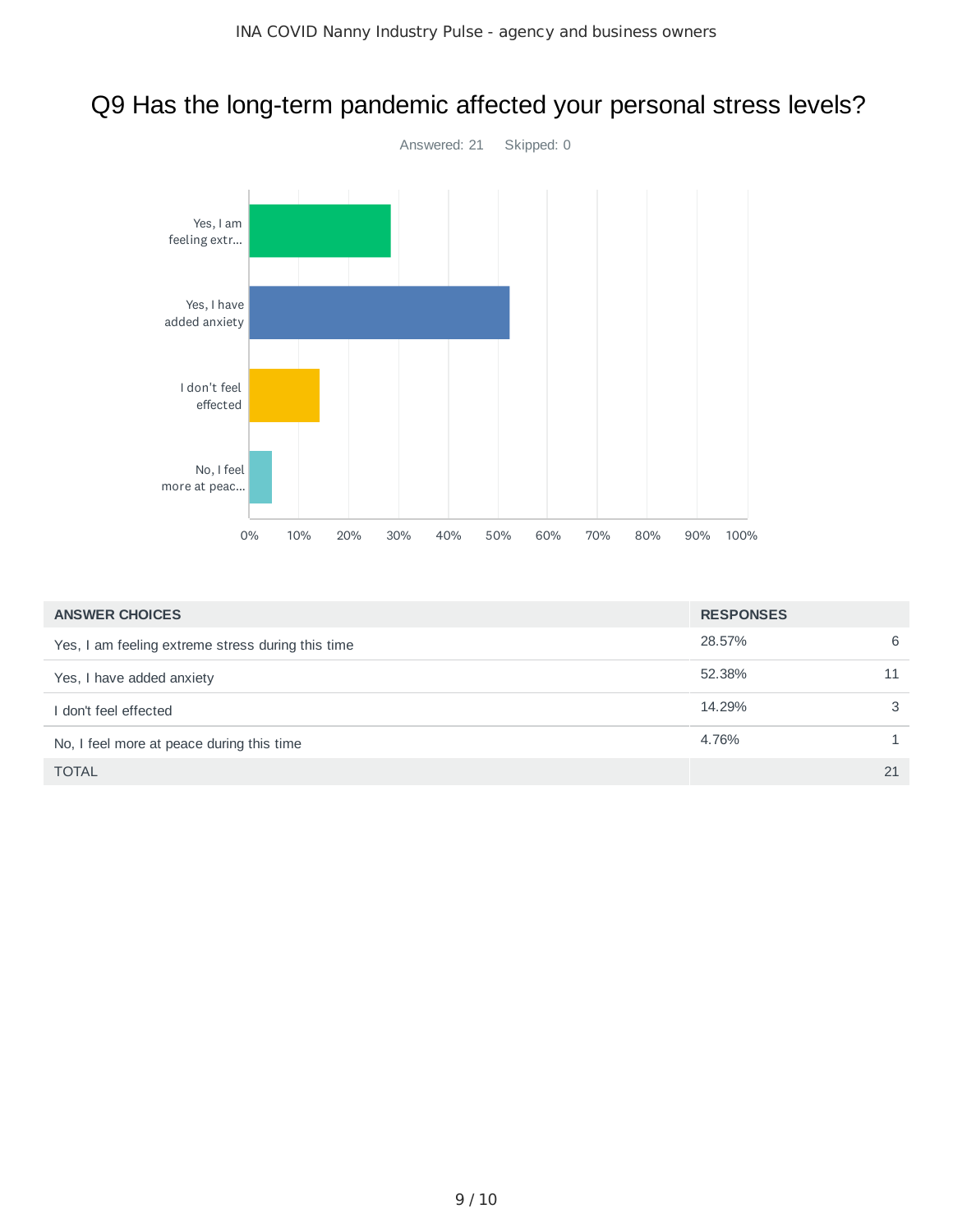# Q9 Has the long-term pandemic affected your personal stress levels?

Answered: 21 Skipped: 0

| ANSWER CHOICES | RESPONSES | |
|---|---|---|
| Yes, I am feeling extreme stress during this time | 28.57% | 6 |
| Yes, I have added anxiety | 52.38% | 11 |
| I don't feel effected | 14.29% | 3 |
| No, I feel more at peace during this time | 4.76% | 1 |
| TOTAL | | 21 |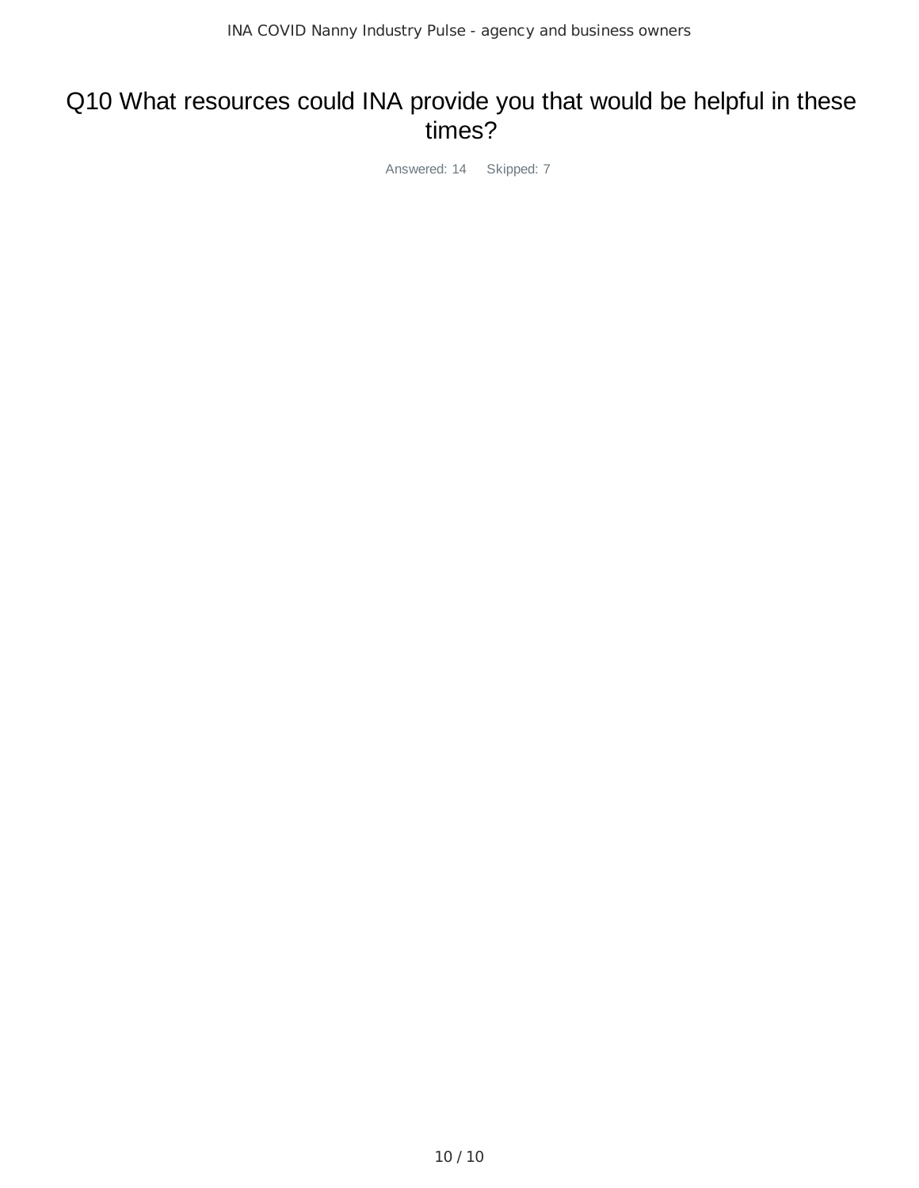# Q10 What resources could INA provide you that would be helpful in these times?

Answered: 14 Skipped: 7